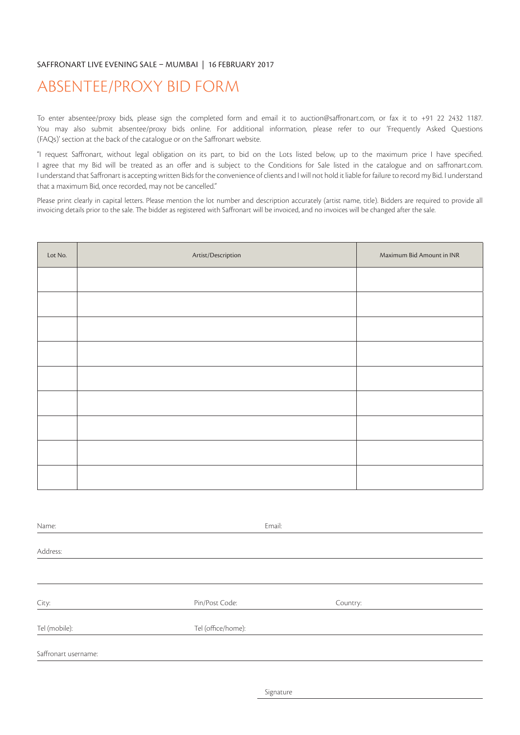SAFFRONART LIVE EVENING SALE – MUMBAI | 16 FEBRUARY 2017

# ABSENTEE/PROXY BID FORM

To enter absentee/proxy bids, please sign the completed form and email it to auction@saffronart.com, or fax it to +91 22 2432 1187. You may also submit absentee/proxy bids online. For additional information, please refer to our 'Frequently Asked Questions (FAQs)' section at the back of the catalogue or on the Saffronart website.

"I request Saffronart, without legal obligation on its part, to bid on the Lots listed below, up to the maximum price I have specified. I agree that my Bid will be treated as an offer and is subject to the Conditions for Sale listed in the catalogue and on saffronart.com. I understand that Saffronart is accepting written Bids for the convenience of clients and I will not hold it liable for failure to record my Bid. I understand that a maximum Bid, once recorded, may not be cancelled."

Please print clearly in capital letters. Please mention the lot number and description accurately (artist name, title). Bidders are required to provide all invoicing details prior to the sale. The bidder as registered with Saffronart will be invoiced, and no invoices will be changed after the sale.

| Lot No. | Artist/Description | Maximum Bid Amount in INR |
|---|---|---|
| | | |
| | | |
| | | |
| | | |
| | | |
| | | |
| | | |
| | | |
| | | |

Name: ____________________ Email: ____________________

Address: ____________________

____________________

City: ____________________ Pin/Post Code: ____________________ Country: ____________________

Tel (mobile): ____________________ Tel (office/home): ____________________

Saffronart username: ____________________

Signature ____________________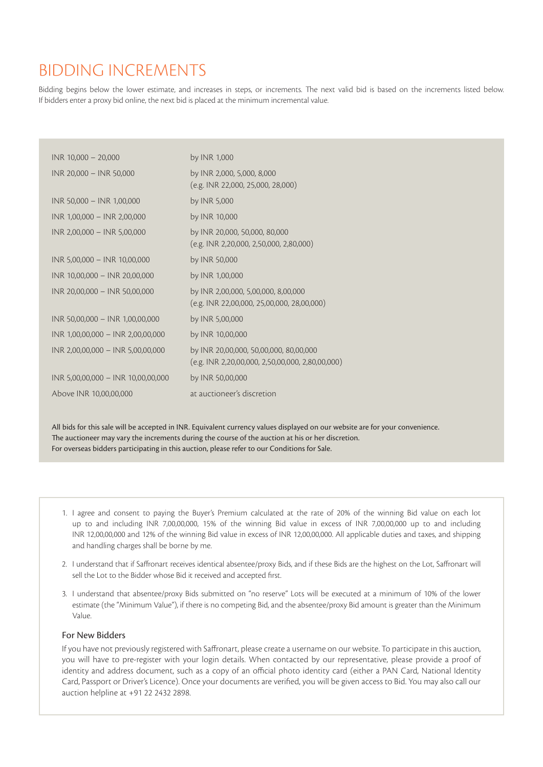# BIDDING INCREMENTS

Bidding begins below the lower estimate, and increases in steps, or increments. The next valid bid is based on the increments listed below. If bidders enter a proxy bid online, the next bid is placed at the minimum incremental value.

| | |
|---|---|
| INR 10,000 – 20,000 | by INR 1,000 |
| INR 20,000 – INR 50,000 | by INR 2,000, 5,000, 8,000 (e.g. INR 22,000, 25,000, 28,000) |
| INR 50,000 – INR 1,00,000 | by INR 5,000 |
| INR 1,00,000 – INR 2,00,000 | by INR 10,000 |
| INR 2,00,000 – INR 5,00,000 | by INR 20,000, 50,000, 80,000 (e.g. INR 2,20,000, 2,50,000, 2,80,000) |
| INR 5,00,000 – INR 10,00,000 | by INR 50,000 |
| INR 10,00,000 – INR 20,00,000 | by INR 1,00,000 |
| INR 20,00,000 – INR 50,00,000 | by INR 2,00,000, 5,00,000, 8,00,000 (e.g. INR 22,00,000, 25,00,000, 28,00,000) |
| INR 50,00,000 – INR 1,00,00,000 | by INR 5,00,000 |
| INR 1,00,00,000 – INR 2,00,00,000 | by INR 10,00,000 |
| INR 2,00,00,000 – INR 5,00,00,000 | by INR 20,00,000, 50,00,000, 80,00,000 (e.g. INR 2,20,00,000, 2,50,00,000, 2,80,00,000) |
| INR 5,00,00,000 – INR 10,00,00,000 | by INR 50,00,000 |
| Above INR 10,00,00,000 | at auctioneer's discretion |

All bids for this sale will be accepted in INR. Equivalent currency values displayed on our website are for your convenience.
The auctioneer may vary the increments during the course of the auction at his or her discretion.
For overseas bidders participating in this auction, please refer to our Conditions for Sale.

1. I agree and consent to paying the Buyer's Premium calculated at the rate of 20% of the winning Bid value on each lot up to and including INR 7,00,00,000, 15% of the winning Bid value in excess of INR 7,00,00,000 up to and including INR 12,00,00,000 and 12% of the winning Bid value in excess of INR 12,00,00,000. All applicable duties and taxes, and shipping and handling charges shall be borne by me.
2. I understand that if Saffronart receives identical absentee/proxy Bids, and if these Bids are the highest on the Lot, Saffronart will sell the Lot to the Bidder whose Bid it received and accepted first.
3. I understand that absentee/proxy Bids submitted on "no reserve" Lots will be executed at a minimum of 10% of the lower estimate (the "Minimum Value"), if there is no competing Bid, and the absentee/proxy Bid amount is greater than the Minimum Value.

### For New Bidders

If you have not previously registered with Saffronart, please create a username on our website. To participate in this auction, you will have to pre-register with your login details. When contacted by our representative, please provide a proof of identity and address document, such as a copy of an official photo identity card (either a PAN Card, National Identity Card, Passport or Driver's Licence). Once your documents are verified, you will be given access to Bid. You may also call our auction helpline at +91 22 2432 2898.